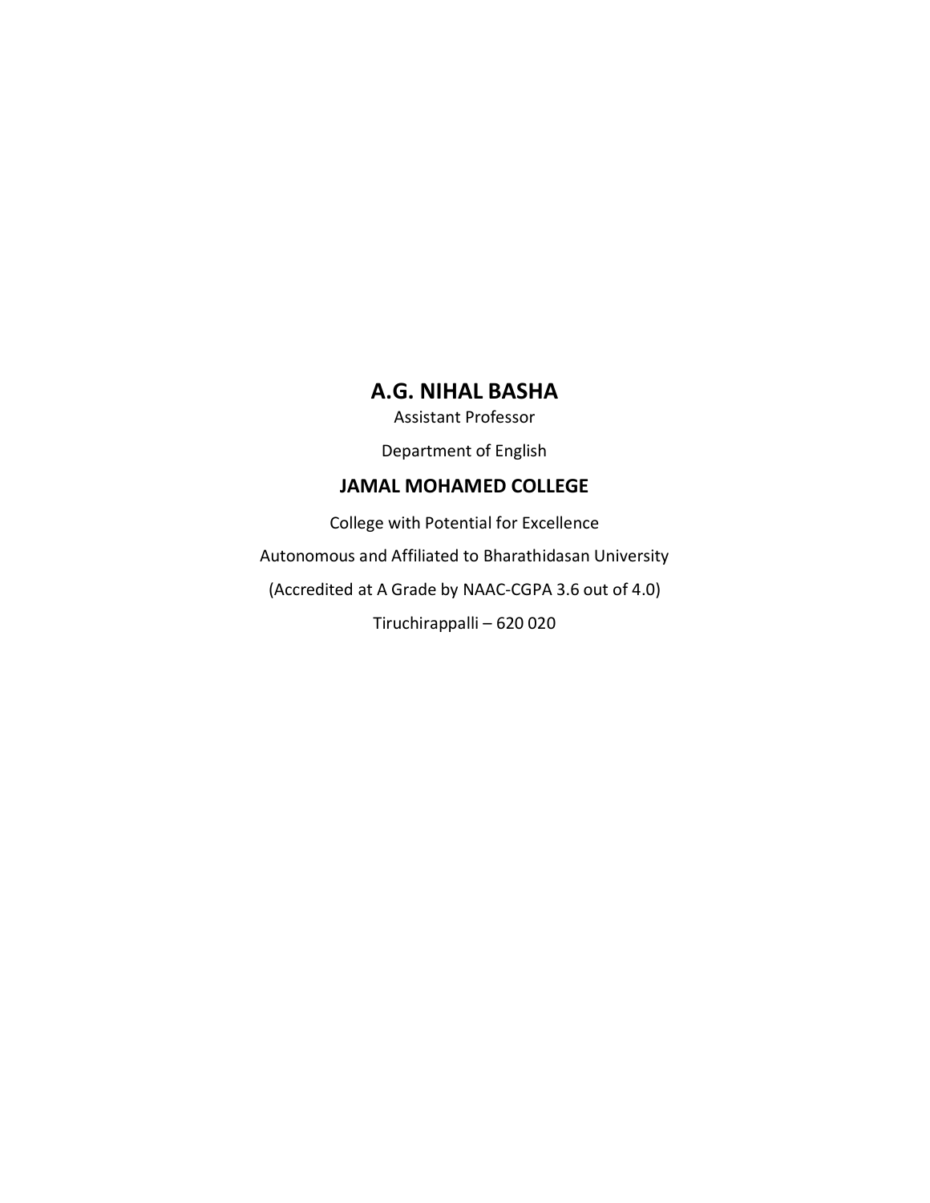# A.G. NIHAL BASHA

Assistant Professor

Department of English

## JAMAL MOHAMED COLLEGE

College with Potential for Excellence

Autonomous and Affiliated to Bharathidasan University

(Accredited at A Grade by NAAC-CGPA 3.6 out of 4.0)

Tiruchirappalli – 620 020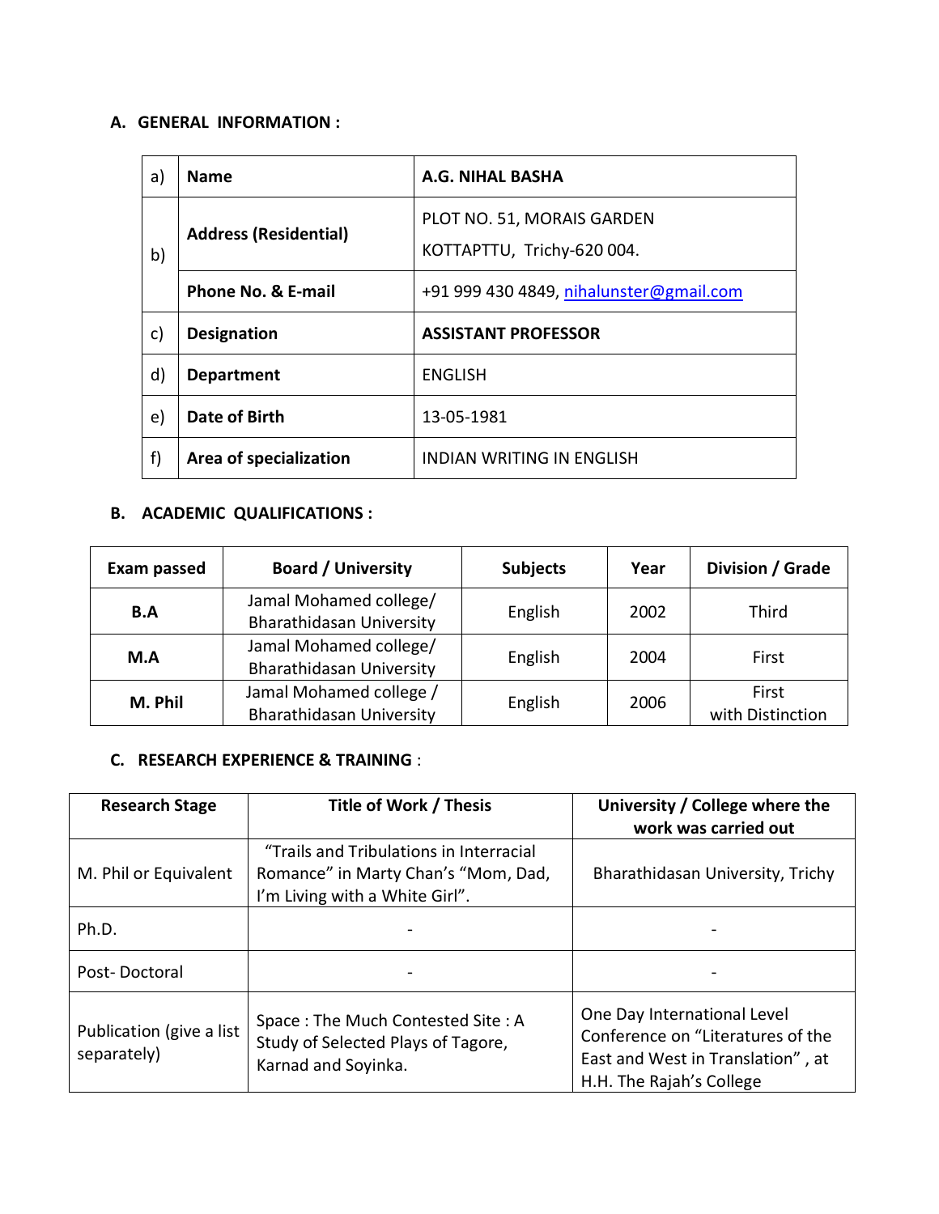### A. GENERAL INFORMATION :

| | | |
|---|---|---|
| a) | **Name** | **A.G. NIHAL BASHA** |
| b) | **Address (Residential)** | PLOT NO. 51, MORAIS GARDEN<br>KOTTAPTTU, Trichy-620 004. |
| | **Phone No. & E-mail** | +91 999 430 4849, nihalunster@gmail.com |
| c) | **Designation** | **ASSISTANT PROFESSOR** |
| d) | **Department** | ENGLISH |
| e) | **Date of Birth** | 13-05-1981 |
| f) | **Area of specialization** | INDIAN WRITING IN ENGLISH |

### B. ACADEMIC QUALIFICATIONS :

| Exam passed | Board / University | Subjects | Year | Division / Grade |
|---|---|---|---|---|
| **B.A** | Jamal Mohamed college/ Bharathidasan University | English | 2002 | Third |
| **M.A** | Jamal Mohamed college/ Bharathidasan University | English | 2004 | First |
| **M. Phil** | Jamal Mohamed college / Bharathidasan University | English | 2006 | First with Distinction |

### C. RESEARCH EXPERIENCE & TRAINING :

| Research Stage | Title of Work / Thesis | University / College where the work was carried out |
|---|---|---|
| M. Phil or Equivalent | "Trails and Tribulations in Interracial Romance" in Marty Chan's "Mom, Dad, I'm Living with a White Girl". | Bharathidasan University, Trichy |
| Ph.D. | - | - |
| Post- Doctoral | - | - |
| Publication (give a list separately) | Space : The Much Contested Site : A Study of Selected Plays of Tagore, Karnad and Soyinka. | One Day International Level Conference on "Literatures of the East and West in Translation" , at H.H. The Rajah's College |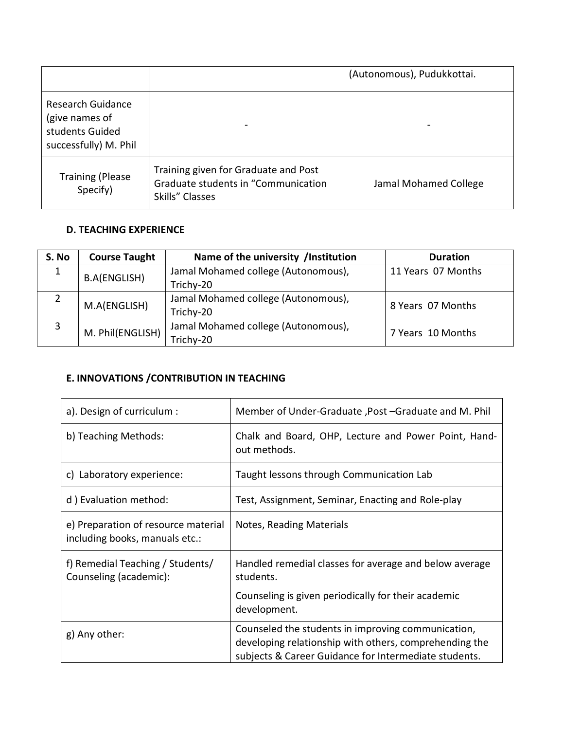| | | (Autonomous), Pudukkottai. |
|---|---|---|
| Research Guidance (give names of students Guided successfully) M. Phil | - | - |
| Training (Please Specify) | Training given for Graduate and Post Graduate students in "Communication Skills" Classes | Jamal Mohamed College |

### D. TEACHING EXPERIENCE

| S. No | Course Taught | Name of the university /Institution | Duration |
|---|---|---|---|
| 1 | B.A(ENGLISH) | Jamal Mohamed college (Autonomous), Trichy-20 | 11 Years 07 Months |
| 2 | M.A(ENGLISH) | Jamal Mohamed college (Autonomous), Trichy-20 | 8 Years 07 Months |
| 3 | M. Phil(ENGLISH) | Jamal Mohamed college (Autonomous), Trichy-20 | 7 Years 10 Months |

### E. INNOVATIONS /CONTRIBUTION IN TEACHING

| | |
|---|---|
| a). Design of curriculum : | Member of Under-Graduate ,Post –Graduate and M. Phil |
| b) Teaching Methods: | Chalk and Board, OHP, Lecture and Power Point, Hand-out methods. |
| c) Laboratory experience: | Taught lessons through Communication Lab |
| d ) Evaluation method: | Test, Assignment, Seminar, Enacting and Role-play |
| e) Preparation of resource material including books, manuals etc.: | Notes, Reading Materials |
| f) Remedial Teaching / Students/ Counseling (academic): | Handled remedial classes for average and below average students. Counseling is given periodically for their academic development. |
| g) Any other: | Counseled the students in improving communication, developing relationship with others, comprehending the subjects & Career Guidance for Intermediate students. |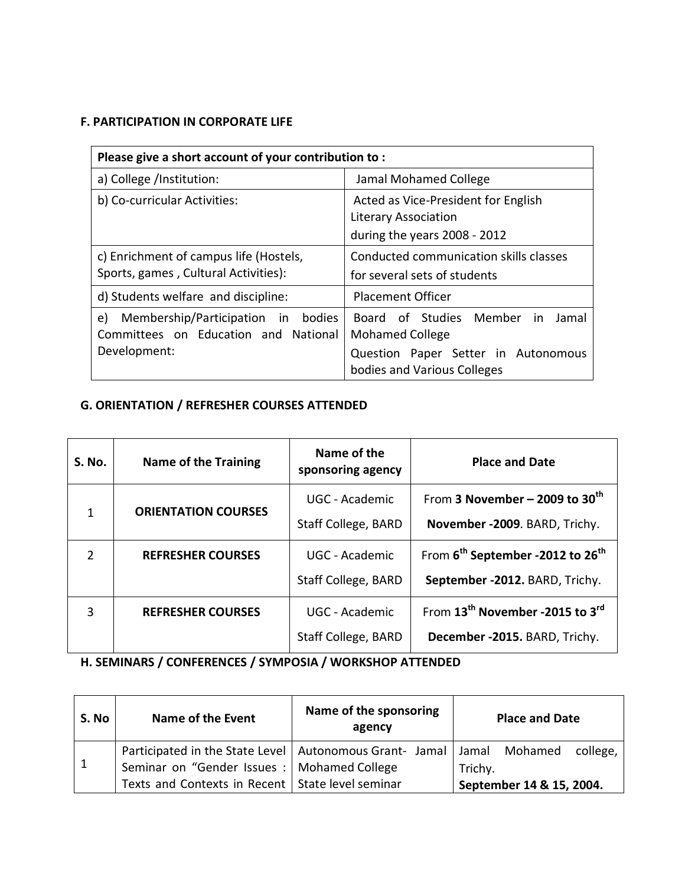### F. PARTICIPATION IN CORPORATE LIFE

| Please give a short account of your contribution to : | |
|---|---|
| a) College /Institution: | Jamal Mohamed College |
| b) Co-curricular Activities: | Acted as Vice-President for English Literary Association during the years 2008 - 2012 |
| c) Enrichment of campus life (Hostels, Sports, games , Cultural Activities): | Conducted communication skills classes for several sets of students |
| d) Students welfare and discipline: | Placement Officer |
| e) Membership/Participation in bodies Committees on Education and National Development: | Board of Studies Member in Jamal Mohamed College<br>Question Paper Setter in Autonomous bodies and Various Colleges |

### G. ORIENTATION / REFRESHER COURSES ATTENDED

| S. No. | Name of the Training | Name of the sponsoring agency | Place and Date |
|---|---|---|---|
| 1 | **ORIENTATION COURSES** | UGC - Academic Staff College, BARD | From **3 November – 2009 to 30th November -2009**. BARD, Trichy. |
| 2 | **REFRESHER COURSES** | UGC - Academic Staff College, BARD | From **6th September -2012 to 26th September -2012.** BARD, Trichy. |
| 3 | **REFRESHER COURSES** | UGC - Academic Staff College, BARD | From **13th November -2015 to 3rd December -2015.** BARD, Trichy. |

### H. SEMINARS / CONFERENCES / SYMPOSIA / WORKSHOP ATTENDED

| S. No | Name of the Event | Name of the sponsoring agency | Place and Date |
|---|---|---|---|
| 1 | Participated in the State Level Seminar on "Gender Issues : Texts and Contexts in Recent | Autonomous Grant- Jamal Mohamed College<br>State level seminar | Jamal Mohamed college, Trichy.<br>**September 14 & 15, 2004.** |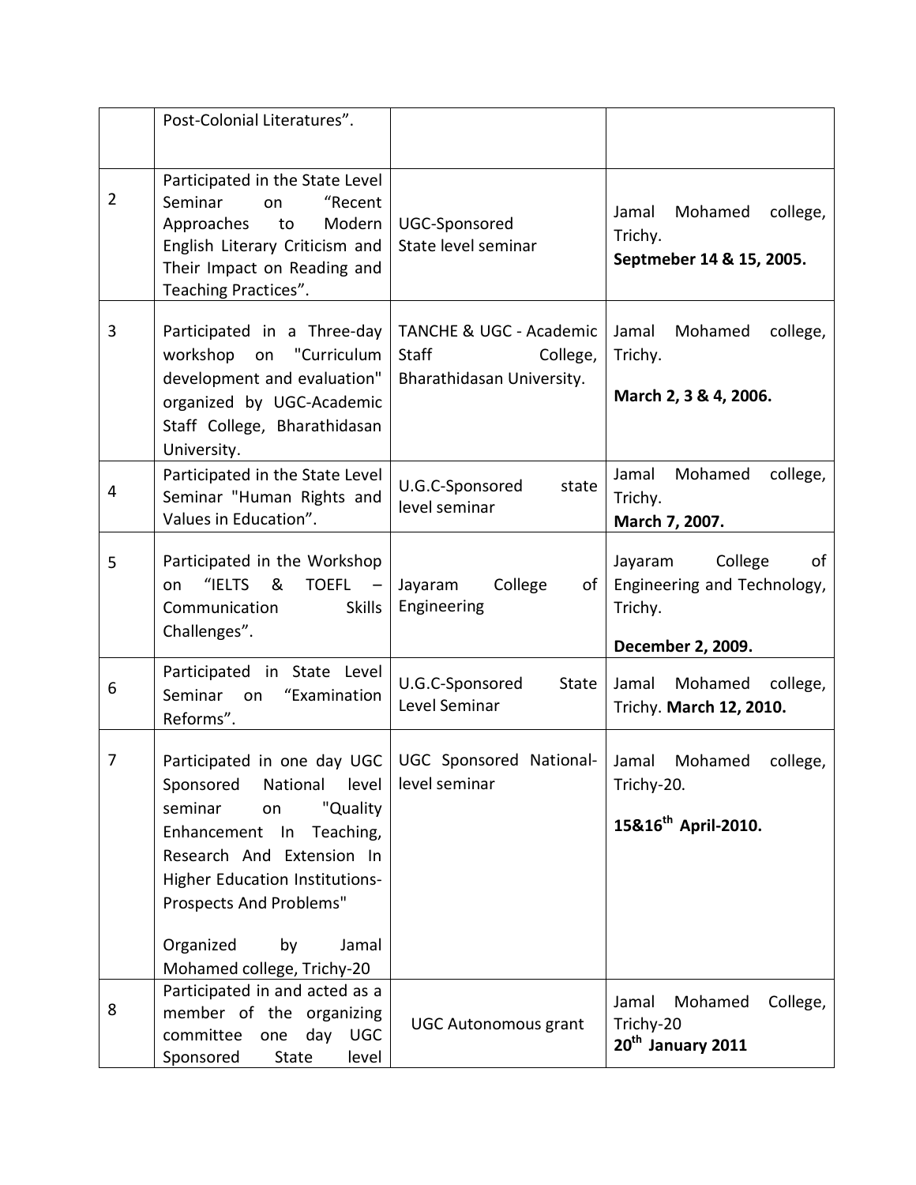| | | | |
|---|---|---|---|
| | Post-Colonial Literatures". | | |
| 2 | Participated in the State Level Seminar on "Recent Approaches to Modern English Literary Criticism and Their Impact on Reading and Teaching Practices". | UGC-Sponsored State level seminar | Jamal Mohamed college, Trichy. **Septmeber 14 & 15, 2005.** |
| 3 | Participated in a Three-day workshop on "Curriculum development and evaluation" organized by UGC-Academic Staff College, Bharathidasan University. | TANCHE & UGC - Academic Staff College, Bharathidasan University. | Jamal Mohamed college, Trichy. **March 2, 3 & 4, 2006.** |
| 4 | Participated in the State Level Seminar "Human Rights and Values in Education". | U.G.C-Sponsored state level seminar | Jamal Mohamed college, Trichy. **March 7, 2007.** |
| 5 | Participated in the Workshop on "IELTS & TOEFL – Communication Skills Challenges". | Jayaram College of Engineering | Jayaram College of Engineering and Technology, Trichy. **December 2, 2009.** |
| 6 | Participated in State Level Seminar on "Examination Reforms". | U.G.C-Sponsored State Level Seminar | Jamal Mohamed college, Trichy. **March 12, 2010.** |
| 7 | Participated in one day UGC Sponsored National level seminar on "Quality Enhancement In Teaching, Research And Extension In Higher Education Institutions-Prospects And Problems" Organized by Jamal Mohamed college, Trichy-20 | UGC Sponsored National-level seminar | Jamal Mohamed college, Trichy-20. **15&16th April-2010.** |
| 8 | Participated in and acted as a member of the organizing committee one day UGC Sponsored State level | UGC Autonomous grant | Jamal Mohamed College, Trichy-20 **20th January 2011** |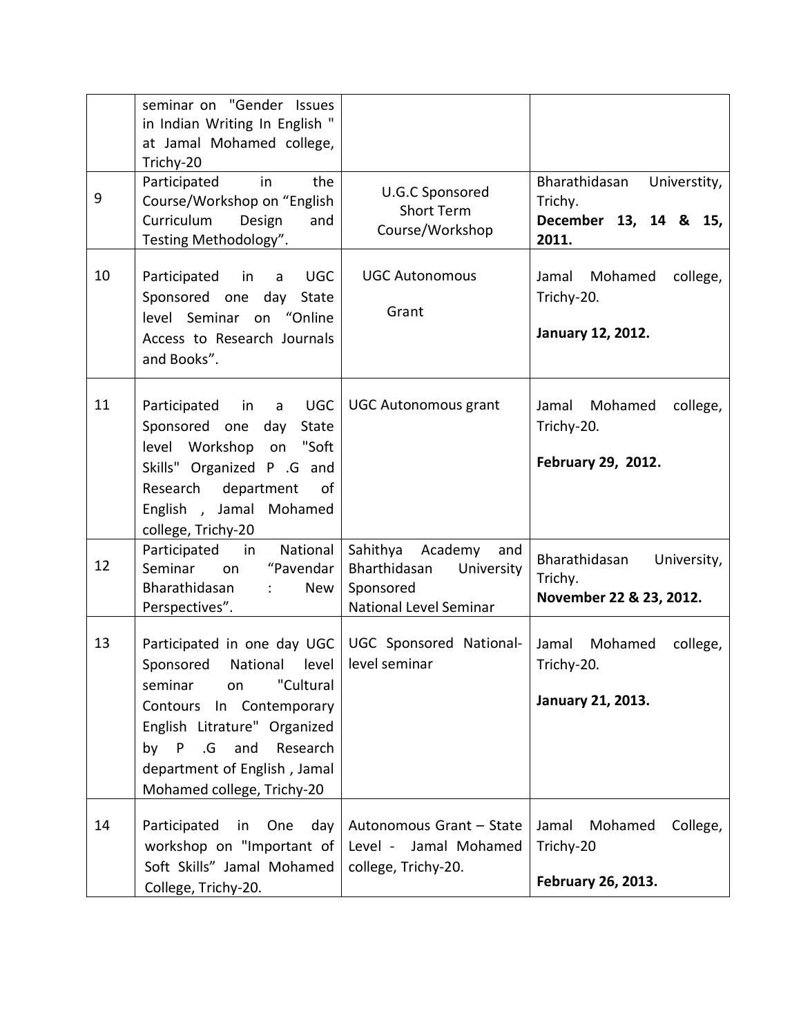| | | | |
|---|---|---|---|
| | seminar on "Gender Issues in Indian Writing In English " at Jamal Mohamed college, Trichy-20 | | |
| 9 | Participated in the Course/Workshop on "English Curriculum Design and Testing Methodology". | U.G.C Sponsored Short Term Course/Workshop | Bharathidasan Universtity, Trichy. **December 13, 14 & 15, 2011.** |
| 10 | Participated in a UGC Sponsored one day State level Seminar on "Online Access to Research Journals and Books". | UGC Autonomous Grant | Jamal Mohamed college, Trichy-20. **January 12, 2012.** |
| 11 | Participated in a UGC Sponsored one day State level Workshop on "Soft Skills" Organized P .G and Research department of English , Jamal Mohamed college, Trichy-20 | UGC Autonomous grant | Jamal Mohamed college, Trichy-20. **February 29, 2012.** |
| 12 | Participated in National Seminar on "Pavendar Bharathidasan : New Perspectives". | Sahithya Academy and Bharthidasan University Sponsored National Level Seminar | Bharathidasan University, Trichy. **November 22 & 23, 2012.** |
| 13 | Participated in one day UGC Sponsored National level seminar on "Cultural Contours In Contemporary English Litrature" Organized by P .G and Research department of English , Jamal Mohamed college, Trichy-20 | UGC Sponsored National-level seminar | Jamal Mohamed college, Trichy-20. **January 21, 2013.** |
| 14 | Participated in One day workshop on "Important of Soft Skills" Jamal Mohamed College, Trichy-20. | Autonomous Grant – State Level - Jamal Mohamed college, Trichy-20. | Jamal Mohamed College, Trichy-20 **February 26, 2013.** |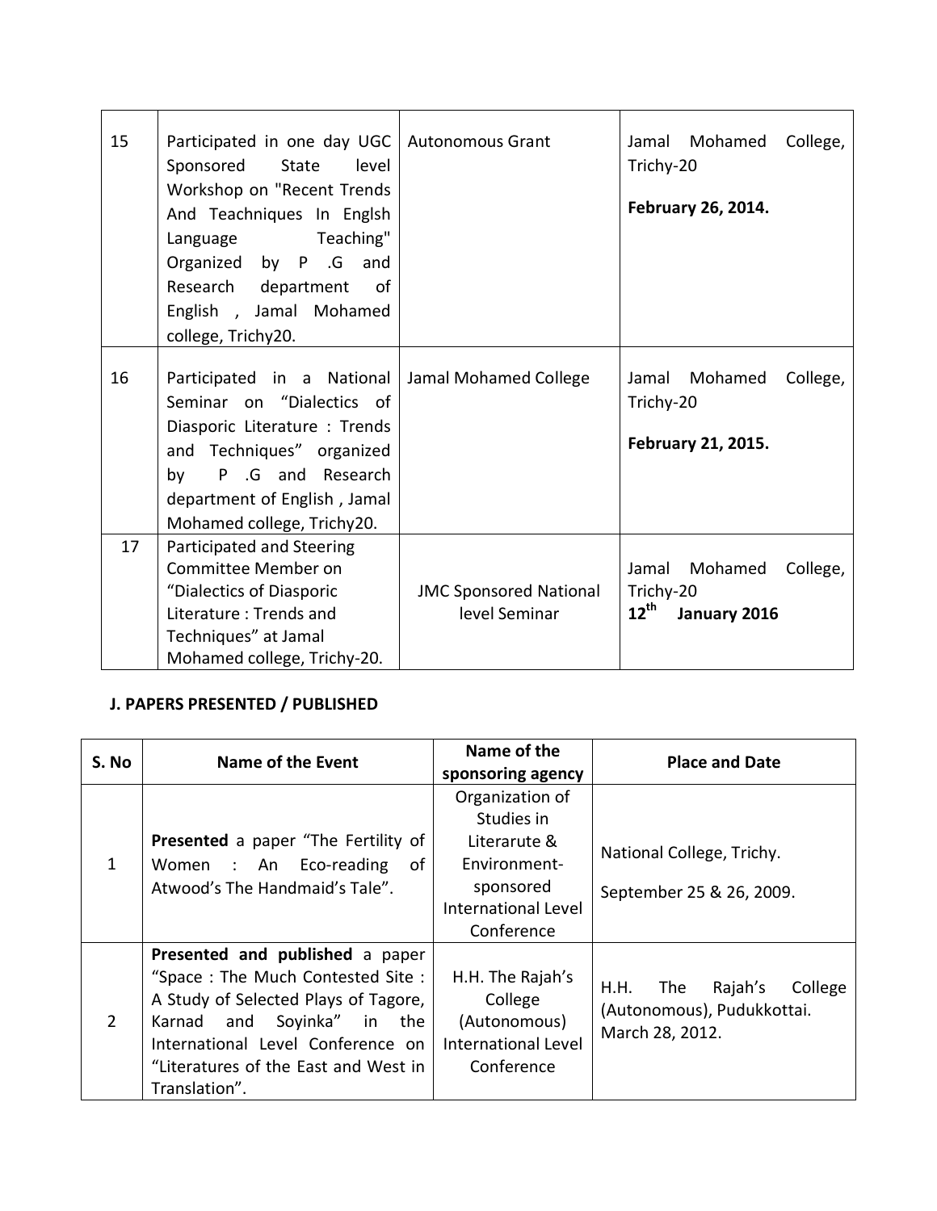| | | | |
|---|---|---|---|
| 15 | Participated in one day UGC Sponsored State level Workshop on "Recent Trends And Teachniques In Englsh Language Teaching" Organized by P .G and Research department of English , Jamal Mohamed college, Trichy20. | Autonomous Grant | Jamal Mohamed College, Trichy-20 **February 26, 2014.** |
| 16 | Participated in a National Seminar on "Dialectics of Diasporic Literature : Trends and Techniques" organized by P .G and Research department of English , Jamal Mohamed college, Trichy20. | Jamal Mohamed College | Jamal Mohamed College, Trichy-20 **February 21, 2015.** |
| 17 | Participated and Steering Committee Member on "Dialectics of Diasporic Literature : Trends and Techniques" at Jamal Mohamed college, Trichy-20. | JMC Sponsored National level Seminar | Jamal Mohamed College, Trichy-20 **12th January 2016** |

**J. PAPERS PRESENTED / PUBLISHED**

| S. No | Name of the Event | Name of the sponsoring agency | Place and Date |
|---|---|---|---|
| 1 | **Presented** a paper "The Fertility of Women : An Eco-reading of Atwood's The Handmaid's Tale". | Organization of Studies in Literarute & Environment-sponsored International Level Conference | National College, Trichy. September 25 & 26, 2009. |
| 2 | **Presented and published** a paper "Space : The Much Contested Site : A Study of Selected Plays of Tagore, Karnad and Soyinka" in the International Level Conference on "Literatures of the East and West in Translation". | H.H. The Rajah's College (Autonomous) International Level Conference | H.H. The Rajah's College (Autonomous), Pudukkottai. March 28, 2012. |